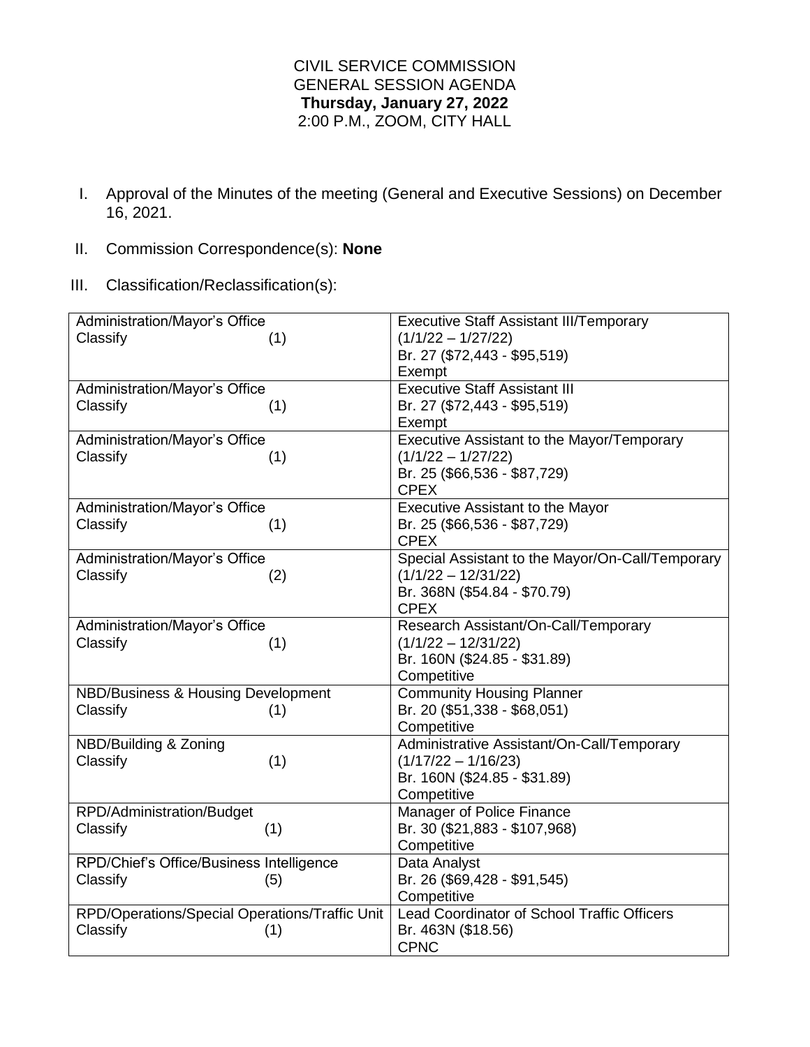CIVIL SERVICE COMMISSION
GENERAL SESSION AGENDA
**Thursday, January 27, 2022**
2:00 P.M., ZOOM, CITY HALL

I. Approval of the Minutes of the meeting (General and Executive Sessions) on December 16, 2021.

II. Commission Correspondence(s): **None**

III. Classification/Reclassification(s):

| Department / Action | Classification |
|---|---|
| Administration/Mayor's Office<br>Classify (1) | Executive Staff Assistant III/Temporary<br>(1/1/22 – 1/27/22)<br>Br. 27 ($72,443 - $95,519)<br>Exempt |
| Administration/Mayor's Office<br>Classify (1) | Executive Staff Assistant III<br>Br. 27 ($72,443 - $95,519)<br>Exempt |
| Administration/Mayor's Office<br>Classify (1) | Executive Assistant to the Mayor/Temporary<br>(1/1/22 – 1/27/22)<br>Br. 25 ($66,536 - $87,729)<br>CPEX |
| Administration/Mayor's Office<br>Classify (1) | Executive Assistant to the Mayor<br>Br. 25 ($66,536 - $87,729)<br>CPEX |
| Administration/Mayor's Office<br>Classify (2) | Special Assistant to the Mayor/On-Call/Temporary<br>(1/1/22 – 12/31/22)<br>Br. 368N ($54.84 - $70.79)<br>CPEX |
| Administration/Mayor's Office<br>Classify (1) | Research Assistant/On-Call/Temporary<br>(1/1/22 – 12/31/22)<br>Br. 160N ($24.85 - $31.89)<br>Competitive |
| NBD/Business & Housing Development<br>Classify (1) | Community Housing Planner<br>Br. 20 ($51,338 - $68,051)<br>Competitive |
| NBD/Building & Zoning<br>Classify (1) | Administrative Assistant/On-Call/Temporary<br>(1/17/22 – 1/16/23)<br>Br. 160N ($24.85 - $31.89)<br>Competitive |
| RPD/Administration/Budget<br>Classify (1) | Manager of Police Finance<br>Br. 30 ($21,883 - $107,968)<br>Competitive |
| RPD/Chief's Office/Business Intelligence<br>Classify (5) | Data Analyst<br>Br. 26 ($69,428 - $91,545)<br>Competitive |
| RPD/Operations/Special Operations/Traffic Unit<br>Classify (1) | Lead Coordinator of School Traffic Officers<br>Br. 463N ($18.56)<br>CPNC |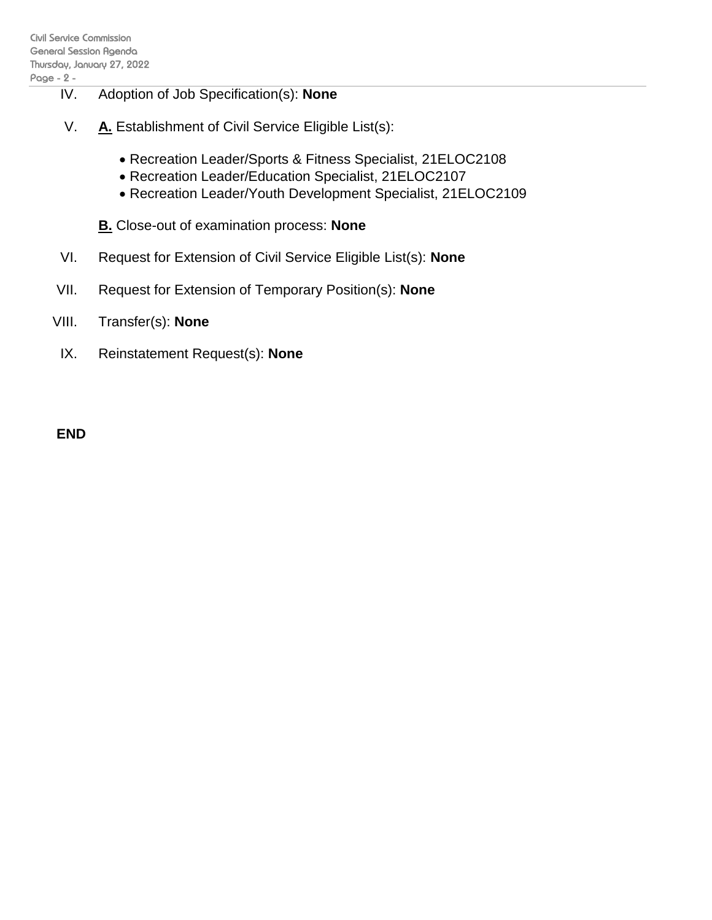IV. Adoption of Job Specification(s): **None**

V. **A.** Establishment of Civil Service Eligible List(s):

- Recreation Leader/Sports & Fitness Specialist, 21ELOC2108
- Recreation Leader/Education Specialist, 21ELOC2107
- Recreation Leader/Youth Development Specialist, 21ELOC2109

**B.** Close-out of examination process: **None**

VI. Request for Extension of Civil Service Eligible List(s): **None**

VII. Request for Extension of Temporary Position(s): **None**

VIII. Transfer(s): **None**

IX. Reinstatement Request(s): **None**

**END**